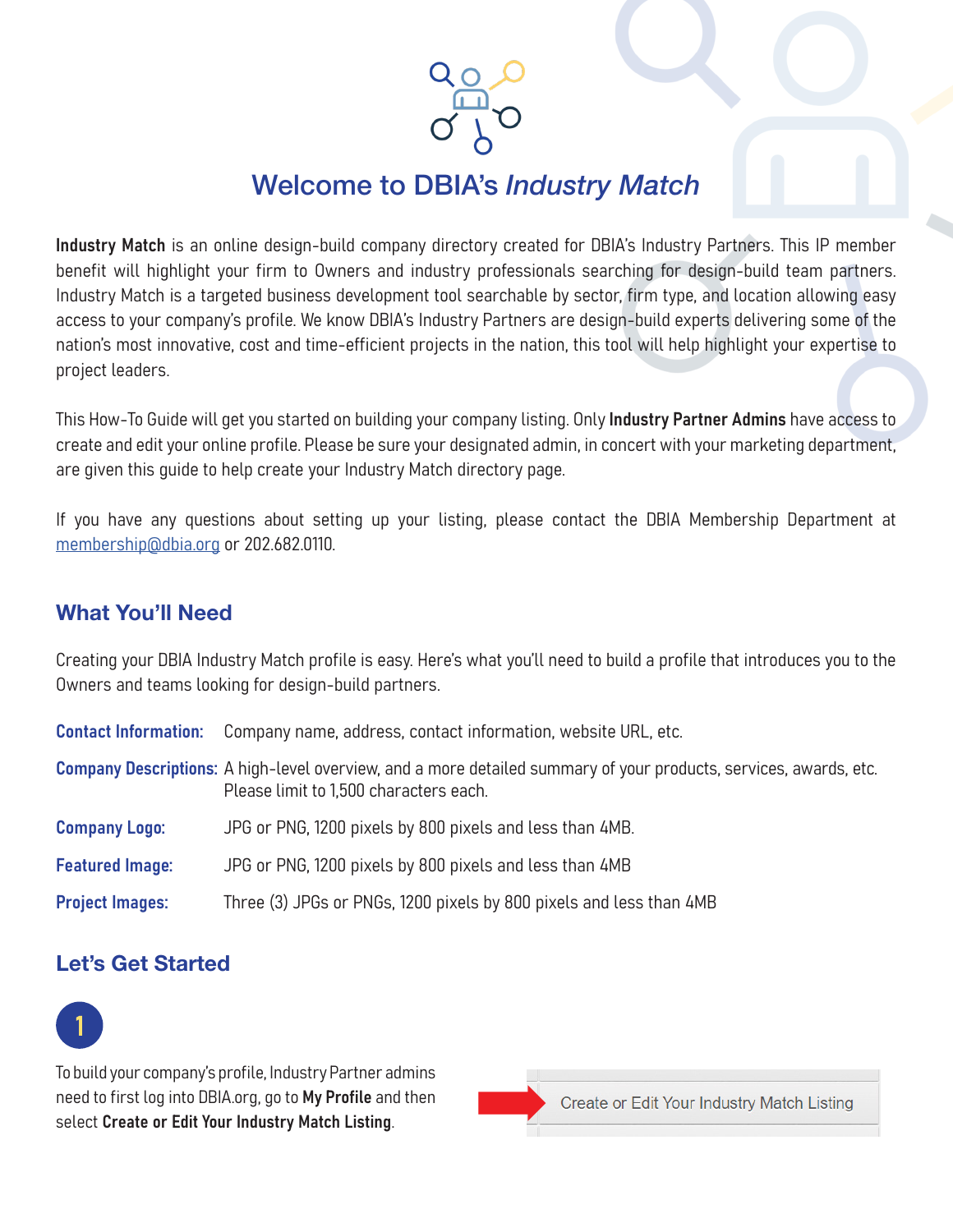# Welcome to DBIA's *Industry Match*

**Industry Match** is an online design-build company directory created for DBIA's Industry Partners. This IP member benefit will highlight your firm to Owners and industry professionals searching for design-build team partners. Industry Match is a targeted business development tool searchable by sector, firm type, and location allowing easy access to your company's profile. We know DBIA's Industry Partners are design-build experts delivering some of the nation's most innovative, cost and time-efficient projects in the nation, this tool will help highlight your expertise to project leaders.

This How-To Guide will get you started on building your company listing. Only **Industry Partner Admins** have access to create and edit your online profile. Please be sure your designated admin, in concert with your marketing department, are given this guide to help create your Industry Match directory page.

If you have any questions about setting up your listing, please contact the DBIA Membership Department at membership@dbia.org or 202.682.0110.

## What You'll Need

Creating your DBIA Industry Match profile is easy. Here's what you'll need to build a profile that introduces you to the Owners and teams looking for design-build partners.

| | |
|---|---|
| **Contact Information:** | Company name, address, contact information, website URL, etc. |
| **Company Descriptions:** | A high-level overview, and a more detailed summary of your products, services, awards, etc. Please limit to 1,500 characters each. |
| **Company Logo:** | JPG or PNG, 1200 pixels by 800 pixels and less than 4MB. |
| **Featured Image:** | JPG or PNG, 1200 pixels by 800 pixels and less than 4MB |
| **Project Images:** | Three (3) JPGs or PNGs, 1200 pixels by 800 pixels and less than 4MB |

## Let's Get Started

**1**

To build your company's profile, Industry Partner admins need to first log into DBIA.org, go to **My Profile** and then select **Create or Edit Your Industry Match Listing**.

Create or Edit Your Industry Match Listing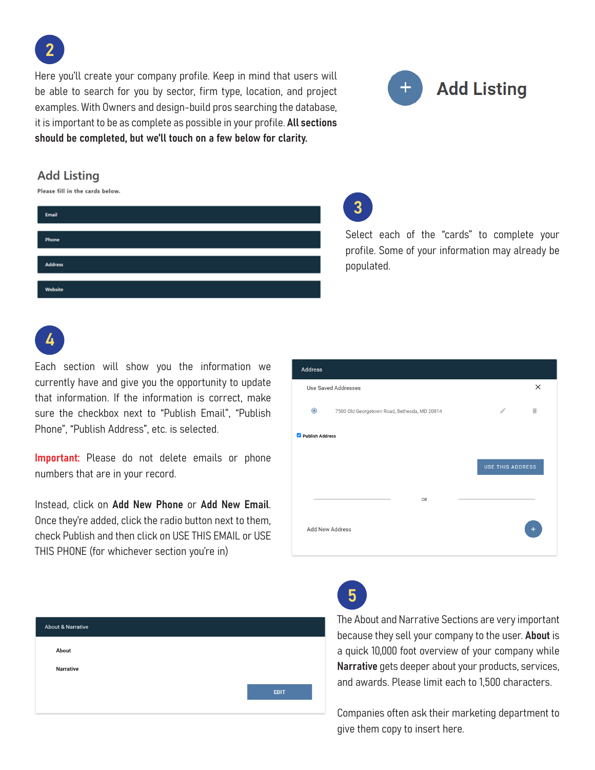## 2

Here you'll create your company profile. Keep in mind that users will be able to search for you by sector, firm type, location, and project examples. With Owners and design-build pros searching the database, it is important to be as complete as possible in your profile. **All sections should be completed, but we'll touch on a few below for clarity.**

**+ Add Listing**

### Add Listing

Please fill in the cards below.

- Email
- Phone
- Address
- Website

## 3

Select each of the "cards" to complete your profile. Some of your information may already be populated.

## 4

Each section will show you the information we currently have and give you the opportunity to update that information. If the information is correct, make sure the checkbox next to "Publish Email", "Publish Phone", "Publish Address", etc. is selected.

**Important:** Please do not delete emails or phone numbers that are in your record.

Instead, click on **Add New Phone** or **Add New Email**. Once they're added, click the radio button next to them, check Publish and then click on USE THIS EMAIL or USE THIS PHONE (for whichever section you're in)

Address

Use Saved Addresses

7500 Old Georgetown Road, Bethesda, MD 20814

☑ Publish Address

USE THIS ADDRESS

OR

Add New Address

About & Narrative

About

Narrative

EDIT

## 5

The About and Narrative Sections are very important because they sell your company to the user. **About** is a quick 10,000 foot overview of your company while **Narrative** gets deeper about your products, services, and awards. Please limit each to 1,500 characters.

Companies often ask their marketing department to give them copy to insert here.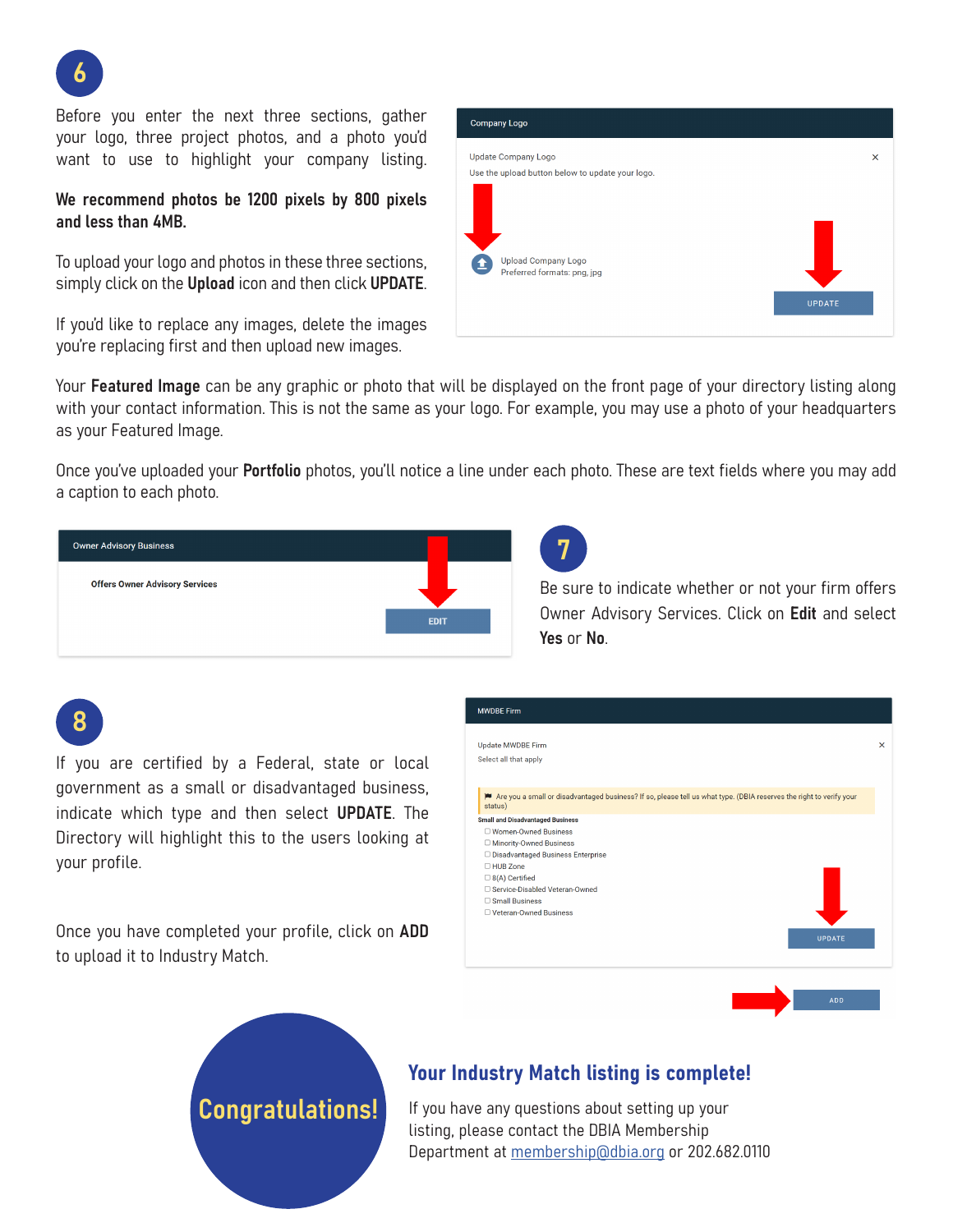## 6

Before you enter the next three sections, gather your logo, three project photos, and a photo you'd want to use to highlight your company listing.

**We recommend photos be 1200 pixels by 800 pixels and less than 4MB.**

To upload your logo and photos in these three sections, simply click on the **Upload** icon and then click **UPDATE**.

If you'd like to replace any images, delete the images you're replacing first and then upload new images.

Company Logo

Update Company Logo

Use the upload button below to update your logo.

Upload Company Logo
Preferred formats: png, jpg

UPDATE

Your **Featured Image** can be any graphic or photo that will be displayed on the front page of your directory listing along with your contact information. This is not the same as your logo. For example, you may use a photo of your headquarters as your Featured Image.

Once you've uploaded your **Portfolio** photos, you'll notice a line under each photo. These are text fields where you may add a caption to each photo.

Owner Advisory Business

Offers Owner Advisory Services

EDIT

## 7

Be sure to indicate whether or not your firm offers Owner Advisory Services. Click on **Edit** and select **Yes** or **No**.

## 8

If you are certified by a Federal, state or local government as a small or disadvantaged business, indicate which type and then select **UPDATE**. The Directory will highlight this to the users looking at your profile.

Once you have completed your profile, click on **ADD** to upload it to Industry Match.

MWDBE Firm

Update MWDBE Firm

Select all that apply

Are you a small or disadvantaged business? If so, please tell us what type. (DBIA reserves the right to verify your status)

**Small and Disadvantaged Business**

- ☐ Women-Owned Business
- ☐ Minority-Owned Business
- ☐ Disadvantaged Business Enterprise
- ☐ HUB Zone
- ☐ 8(A) Certified
- ☐ Service-Disabled Veteran-Owned
- ☐ Small Business
- ☐ Veteran-Owned Business

UPDATE

ADD

**Congratulations!**

### Your Industry Match listing is complete!

If you have any questions about setting up your listing, please contact the DBIA Membership Department at membership@dbia.org or 202.682.0110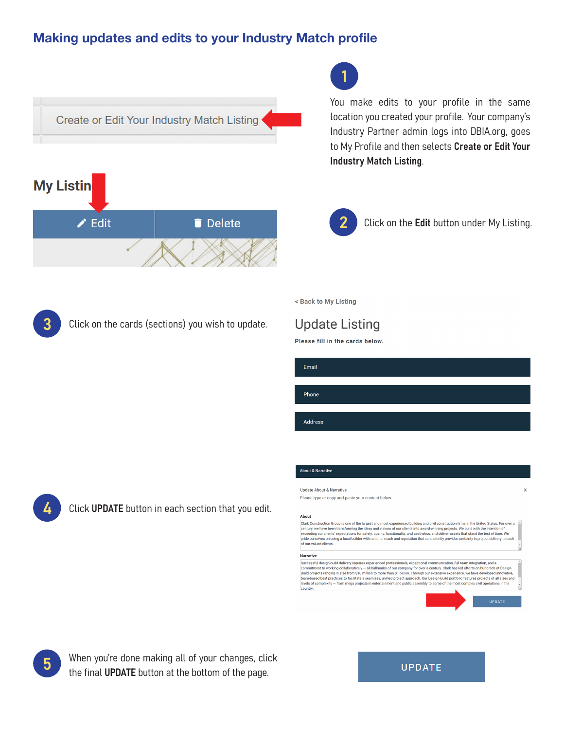## Making updates and edits to your Industry Match profile

Create or Edit Your Industry Match Listing

**1**

You make edits to your profile in the same location you created your profile. Your company's Industry Partner admin logs into DBIA.org, goes to My Profile and then selects **Create or Edit Your Industry Match Listing**.

My Listin

Edit | Delete

**2** Click on the **Edit** button under My Listing.

**3** Click on the cards (sections) you wish to update.

< Back to My Listing

Update Listing

Please fill in the cards below.

Email

Phone

Address

**4** Click **UPDATE** button in each section that you edit.

About & Narrative

Update About & Narrative

Please type or copy and paste your content below.

About

Clark Construction Group is one of the largest and most experienced building and civil construction firms in the United States. For over a century, we have been transforming the ideas and visions of our clients into award-winning projects. We build with the intention of exceeding our clients' expectations for safety, quality, functionality, and aesthetics, and deliver assets that stand the test of time. We pride ourselves on being a local builder with national reach and reputation that consistently provides certainty in project delivery to each of our valued clients.

Narrative

Successful design-build delivery requires experienced professionals, exceptional communication, full team integration, and a commitment to working collaboratively — all hallmarks of our company for over a century. Clark has led efforts on hundreds of Design-Build projects ranging in size from $10 million to more than $1 billion. Through our extensive experience, we have developed innovative, team-based best practices to facilitate a seamless, unified project approach. Our Design-Build portfolio features projects of all sizes and levels of complexity — from mega projects in entertainment and public assembly to some of the most complex civil operations in the country.

UPDATE

**5** When you're done making all of your changes, click the final **UPDATE** button at the bottom of the page.

UPDATE